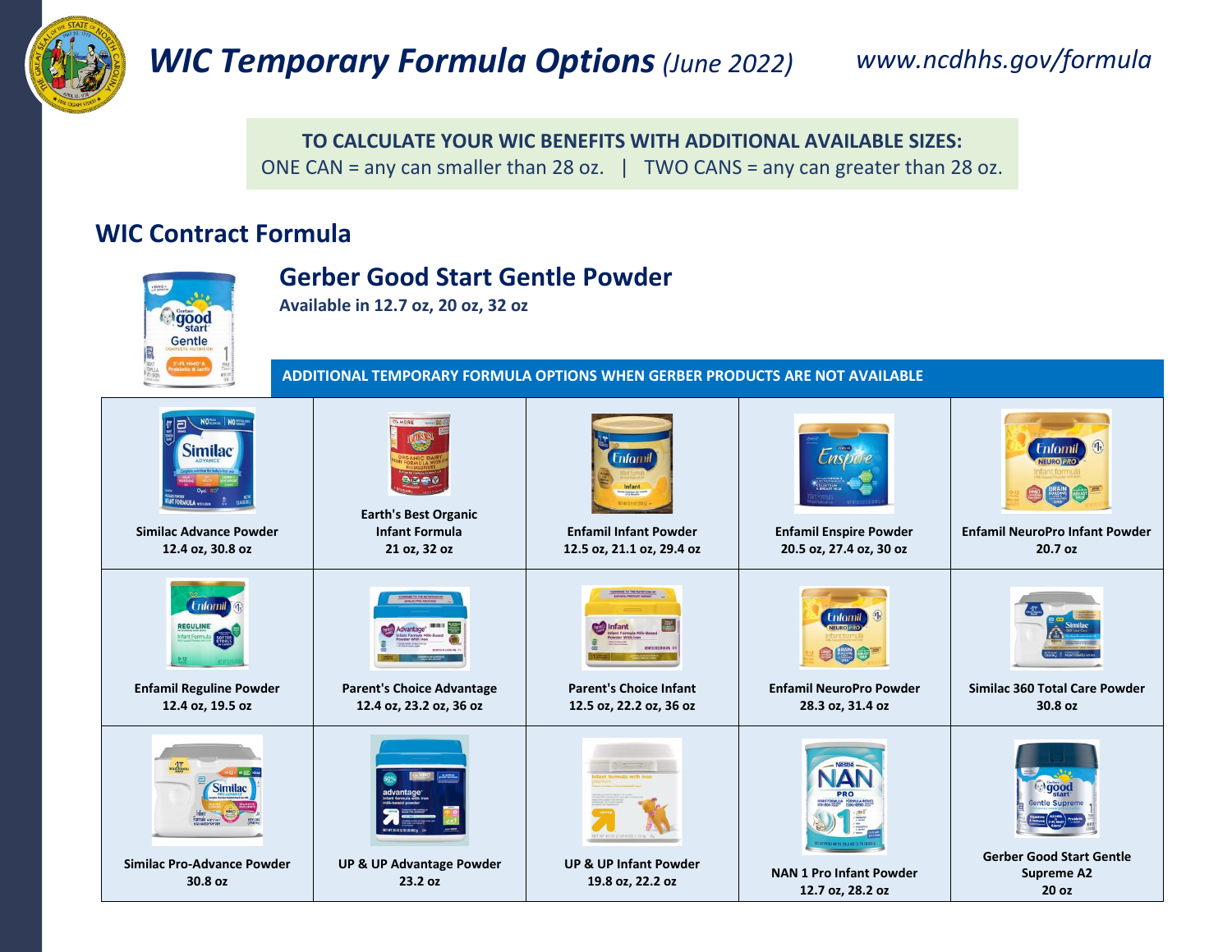# *WIC Temporary Formula Options* *(June 2022)*

*www.ncdhhs.gov/formula*

**TO CALCULATE YOUR WIC BENEFITS WITH ADDITIONAL AVAILABLE SIZES:**
ONE CAN = any can smaller than 28 oz. | TWO CANS = any can greater than 28 oz.

## WIC Contract Formula

### Gerber Good Start Gentle Powder

**Available in 12.7 oz, 20 oz, 32 oz**

**ADDITIONAL TEMPORARY FORMULA OPTIONS WHEN GERBER PRODUCTS ARE NOT AVAILABLE**

| | | | | |
|---|---|---|---|---|
| **Similac Advance Powder**<br>**12.4 oz, 30.8 oz** | **Earth's Best Organic Infant Formula**<br>**21 oz, 32 oz** | **Enfamil Infant Powder**<br>**12.5 oz, 21.1 oz, 29.4 oz** | **Enfamil Enspire Powder**<br>**20.5 oz, 27.4 oz, 30 oz** | **Enfamil NeuroPro Infant Powder**<br>**20.7 oz** |
| **Enfamil Reguline Powder**<br>**12.4 oz, 19.5 oz** | **Parent's Choice Advantage**<br>**12.4 oz, 23.2 oz, 36 oz** | **Parent's Choice Infant**<br>**12.5 oz, 22.2 oz, 36 oz** | **Enfamil NeuroPro Powder**<br>**28.3 oz, 31.4 oz** | **Similac 360 Total Care Powder**<br>**30.8 oz** |
| **Similac Pro-Advance Powder**<br>**30.8 oz** | **UP & UP Advantage Powder**<br>**23.2 oz** | **UP & UP Infant Powder**<br>**19.8 oz, 22.2 oz** | **NAN 1 Pro Infant Powder**<br>**12.7 oz, 28.2 oz** | **Gerber Good Start Gentle Supreme A2**<br>**20 oz** |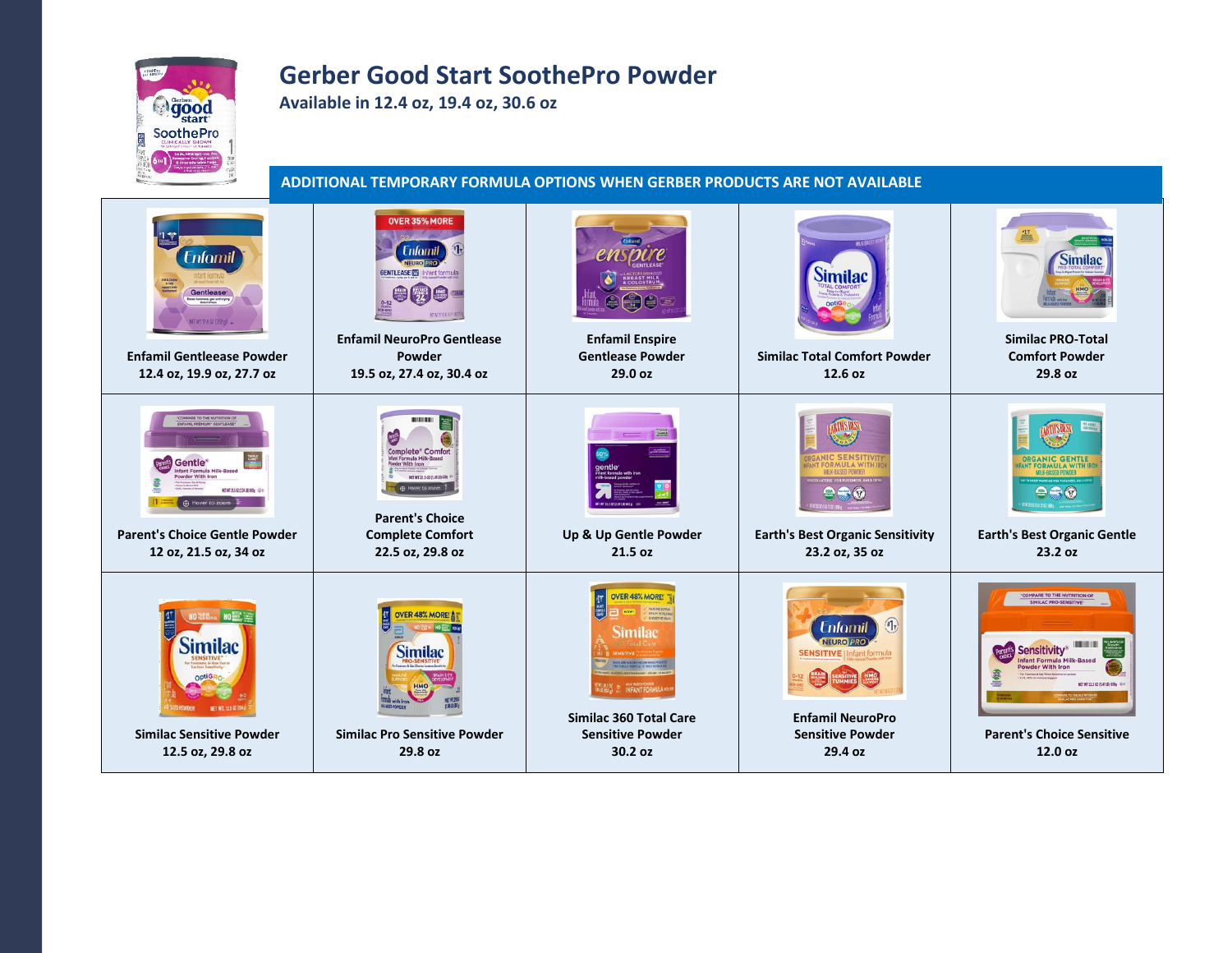## Gerber Good Start SoothePro Powder

**Available in 12.4 oz, 19.4 oz, 30.6 oz**

**ADDITIONAL TEMPORARY FORMULA OPTIONS WHEN GERBER PRODUCTS ARE NOT AVAILABLE**

| | | | | |
|---|---|---|---|---|
| **Enfamil Gentleease Powder**<br>**12.4 oz, 19.9 oz, 27.7 oz** | **Enfamil NeuroPro Gentlease Powder**<br>**19.5 oz, 27.4 oz, 30.4 oz** | **Enfamil Enspire Gentlease Powder**<br>**29.0 oz** | **Similac Total Comfort Powder**<br>**12.6 oz** | **Similac PRO-Total Comfort Powder**<br>**29.8 oz** |
| **Parent's Choice Gentle Powder**<br>**12 oz, 21.5 oz, 34 oz** | **Parent's Choice Complete Comfort**<br>**22.5 oz, 29.8 oz** | **Up & Up Gentle Powder**<br>**21.5 oz** | **Earth's Best Organic Sensitivity**<br>**23.2 oz, 35 oz** | **Earth's Best Organic Gentle**<br>**23.2 oz** |
| **Similac Sensitive Powder**<br>**12.5 oz, 29.8 oz** | **Similac Pro Sensitive Powder**<br>**29.8 oz** | **Similac 360 Total Care Sensitive Powder**<br>**30.2 oz** | **Enfamil NeuroPro Sensitive Powder**<br>**29.4 oz** | **Parent's Choice Sensitive**<br>**12.0 oz** |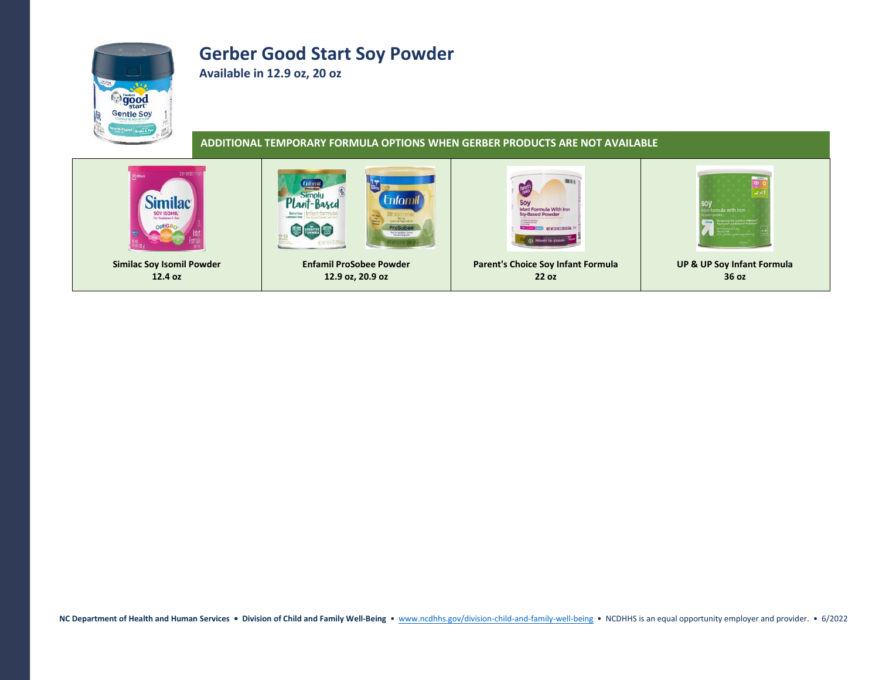## Gerber Good Start Soy Powder

**Available in 12.9 oz, 20 oz**

**ADDITIONAL TEMPORARY FORMULA OPTIONS WHEN GERBER PRODUCTS ARE NOT AVAILABLE**

| | | | |
|---|---|---|---|
| **Similac Soy Isomil Powder**<br>**12.4 oz** | **Enfamil ProSobee Powder**<br>**12.9 oz, 20.9 oz** | **Parent's Choice Soy Infant Formula**<br>**22 oz** | **UP & UP Soy Infant Formula**<br>**36 oz** |

**NC Department of Health and Human Services** • **Division of Child and Family Well-Being** • www.ncdhhs.gov/division-child-and-family-well-being • NCDHHS is an equal opportunity employer and provider. • 6/2022